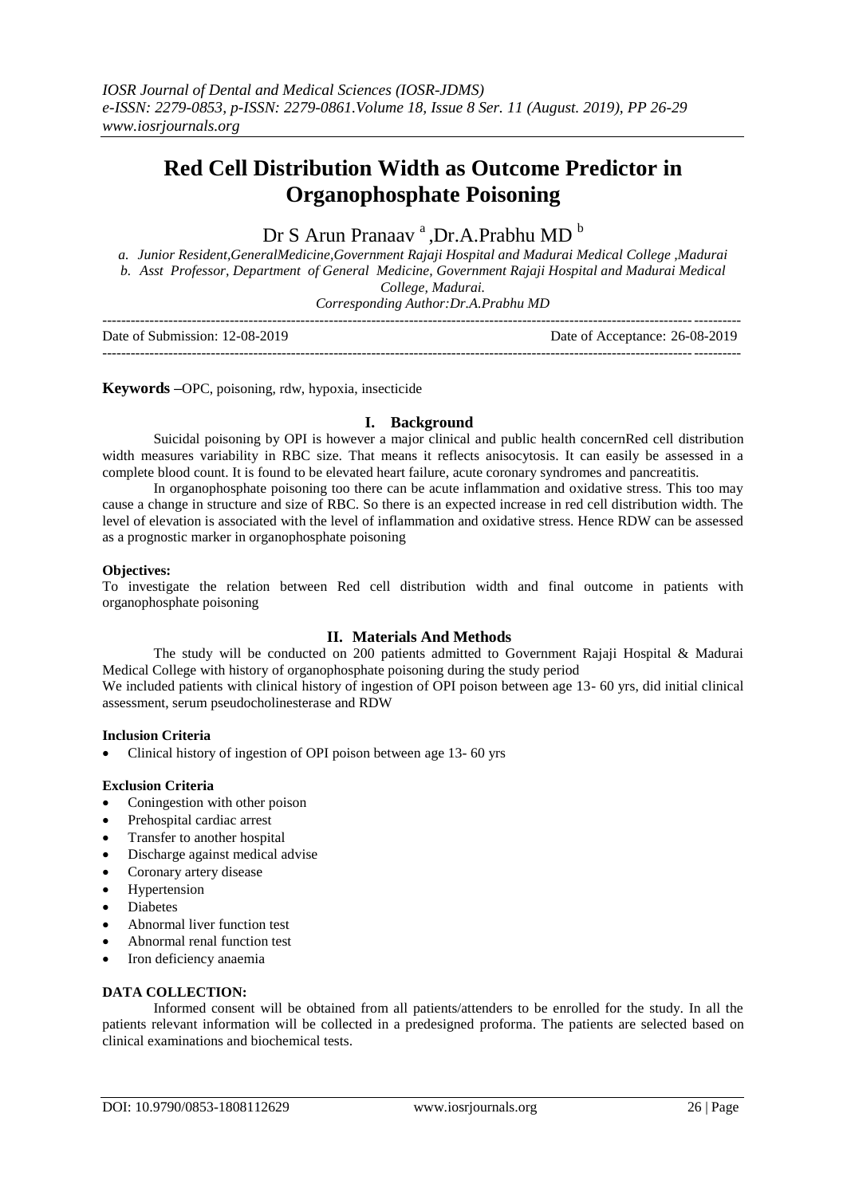# Red Cell Distribution Width as Outcome Predictor in Organophosphate Poisoning

Dr S Arun Pranaav [a] ,Dr.A.Prabhu MD [b]

*a. Junior Resident,GeneralMedicine,Government Rajaji Hospital and Madurai Medical College ,Madurai*
*b. Asst Professor, Department of General Medicine, Government Rajaji Hospital and Madurai Medical College, Madurai.*
*Corresponding Author:Dr.A.Prabhu MD*

Date of Submission: 12-08-2019 Date of Acceptance: 26-08-2019

**Keywords –**OPC, poisoning, rdw, hypoxia, insecticide

## I. Background

Suicidal poisoning by OPI is however a major clinical and public health concernRed cell distribution width measures variability in RBC size. That means it reflects anisocytosis. It can easily be assessed in a complete blood count. It is found to be elevated heart failure, acute coronary syndromes and pancreatitis.

In organophosphate poisoning too there can be acute inflammation and oxidative stress. This too may cause a change in structure and size of RBC. So there is an expected increase in red cell distribution width. The level of elevation is associated with the level of inflammation and oxidative stress. Hence RDW can be assessed as a prognostic marker in organophosphate poisoning

**Objectives:**
To investigate the relation between Red cell distribution width and final outcome in patients with organophosphate poisoning

## II. Materials And Methods

The study will be conducted on 200 patients admitted to Government Rajaji Hospital & Madurai Medical College with history of organophosphate poisoning during the study period
We included patients with clinical history of ingestion of OPI poison between age 13- 60 yrs, did initial clinical assessment, serum pseudocholinesterase and RDW

**Inclusion Criteria**

- Clinical history of ingestion of OPI poison between age 13- 60 yrs

**Exclusion Criteria**

- Coningestion with other poison
- Prehospital cardiac arrest
- Transfer to another hospital
- Discharge against medical advise
- Coronary artery disease
- Hypertension
- Diabetes
- Abnormal liver function test
- Abnormal renal function test
- Iron deficiency anaemia

**DATA COLLECTION:**

Informed consent will be obtained from all patients/attenders to be enrolled for the study. In all the patients relevant information will be collected in a predesigned proforma. The patients are selected based on clinical examinations and biochemical tests.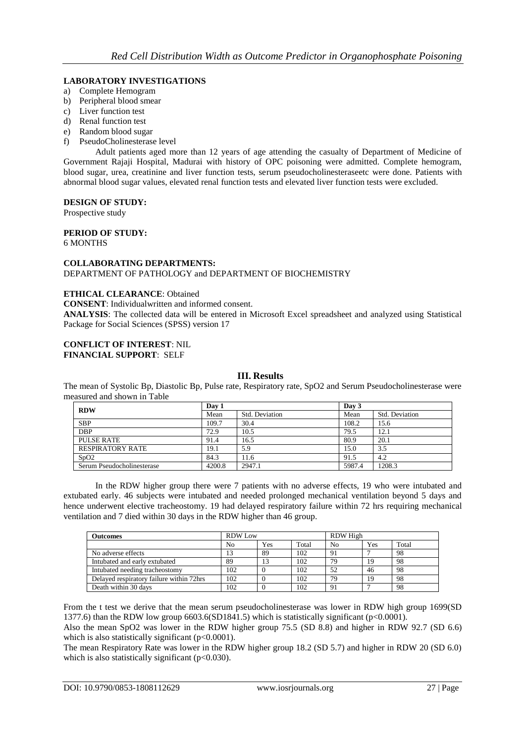### LABORATORY INVESTIGATIONS

a) Complete Hemogram
b) Peripheral blood smear
c) Liver function test
d) Renal function test
e) Random blood sugar
f) PseudoCholinesterase level

Adult patients aged more than 12 years of age attending the casualty of Department of Medicine of Government Rajaji Hospital, Madurai with history of OPC poisoning were admitted. Complete hemogram, blood sugar, urea, creatinine and liver function tests, serum pseudocholinesteraseetc were done. Patients with abnormal blood sugar values, elevated renal function tests and elevated liver function tests were excluded.

**DESIGN OF STUDY:**
Prospective study

**PERIOD OF STUDY:**
6 MONTHS

**COLLABORATING DEPARTMENTS:**
DEPARTMENT OF PATHOLOGY and DEPARTMENT OF BIOCHEMISTRY

**ETHICAL CLEARANCE**: Obtained

**CONSENT**: Individualwritten and informed consent.

**ANALYSIS**: The collected data will be entered in Microsoft Excel spreadsheet and analyzed using Statistical Package for Social Sciences (SPSS) version 17

**CONFLICT OF INTEREST**: NIL

**FINANCIAL SUPPORT**: SELF

## III. Results

The mean of Systolic Bp, Diastolic Bp, Pulse rate, Respiratory rate, SpO2 and Serum Pseudocholinesterase were measured and shown in Table

| RDW | Day 1 | | Day 3 | |
|---|---|---|---|---|
| | Mean | Std. Deviation | Mean | Std. Deviation |
| SBP | 109.7 | 30.4 | 108.2 | 15.6 |
| DBP | 72.9 | 10.5 | 79.5 | 12.1 |
| PULSE RATE | 91.4 | 16.5 | 80.9 | 20.1 |
| RESPIRATORY RATE | 19.1 | 5.9 | 15.0 | 3.5 |
| SpO2 | 84.3 | 11.6 | 91.5 | 4.2 |
| Serum Pseudocholinesterase | 4200.8 | 2947.1 | 5987.4 | 1208.3 |

In the RDW higher group there were 7 patients with no adverse effects, 19 who were intubated and extubated early. 46 subjects were intubated and needed prolonged mechanical ventilation beyond 5 days and hence underwent elective tracheostomy. 19 had delayed respiratory failure within 72 hrs requiring mechanical ventilation and 7 died within 30 days in the RDW higher than 46 group.

| Outcomes | RDW Low | | | RDW High | | |
|---|---|---|---|---|---|---|
| | No | Yes | Total | No | Yes | Total |
| No adverse effects | 13 | 89 | 102 | 91 | 7 | 98 |
| Intubated and early extubated | 89 | 13 | 102 | 79 | 19 | 98 |
| Intubated needing tracheostomy | 102 | 0 | 102 | 52 | 46 | 98 |
| Delayed respiratory failure within 72hrs | 102 | 0 | 102 | 79 | 19 | 98 |
| Death within 30 days | 102 | 0 | 102 | 91 | 7 | 98 |

From the t test we derive that the mean serum pseudocholinesterase was lower in RDW high group 1699(SD 1377.6) than the RDW low group 6603.6(SD1841.5) which is statistically significant ($p<0.0001$).

Also the mean SpO2 was lower in the RDW higher group 75.5 (SD 8.8) and higher in RDW 92.7 (SD 6.6) which is also statistically significant ($p<0.0001$).

The mean Respiratory Rate was lower in the RDW higher group 18.2 (SD 5.7) and higher in RDW 20 (SD 6.0) which is also statistically significant ($p<0.030$).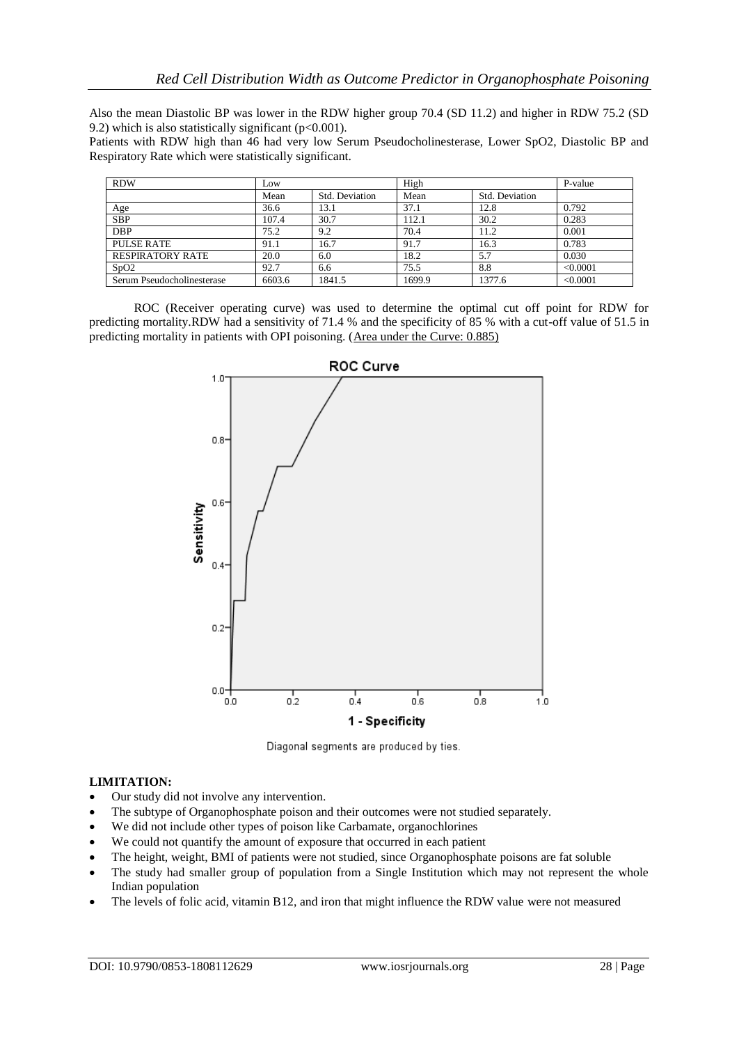Also the mean Diastolic BP was lower in the RDW higher group 70.4 (SD 11.2) and higher in RDW 75.2 (SD 9.2) which is also statistically significant ($p<0.001$).

Patients with RDW high than 46 had very low Serum Pseudocholinesterase, Lower SpO2, Diastolic BP and Respiratory Rate which were statistically significant.

| RDW | Low | | High | | P-value |
|---|---|---|---|---|---|
| | Mean | Std. Deviation | Mean | Std. Deviation | |
| Age | 36.6 | 13.1 | 37.1 | 12.8 | 0.792 |
| SBP | 107.4 | 30.7 | 112.1 | 30.2 | 0.283 |
| DBP | 75.2 | 9.2 | 70.4 | 11.2 | 0.001 |
| PULSE RATE | 91.1 | 16.7 | 91.7 | 16.3 | 0.783 |
| RESPIRATORY RATE | 20.0 | 6.0 | 18.2 | 5.7 | 0.030 |
| SpO2 | 92.7 | 6.6 | 75.5 | 8.8 | <0.0001 |
| Serum Pseudocholinesterase | 6603.6 | 1841.5 | 1699.9 | 1377.6 | <0.0001 |

ROC (Receiver operating curve) was used to determine the optimal cut off point for RDW for predicting mortality.RDW had a sensitivity of 71.4 % and the specificity of 85 % with a cut-off value of 51.5 in predicting mortality in patients with OPI poisoning. (Area under the Curve: 0.885)

**ROC Curve**

Diagonal segments are produced by ties.

**LIMITATION:**

- Our study did not involve any intervention.
- The subtype of Organophosphate poison and their outcomes were not studied separately.
- We did not include other types of poison like Carbamate, organochlorines
- We could not quantify the amount of exposure that occurred in each patient
- The height, weight, BMI of patients were not studied, since Organophosphate poisons are fat soluble
- The study had smaller group of population from a Single Institution which may not represent the whole Indian population
- The levels of folic acid, vitamin B12, and iron that might influence the RDW value were not measured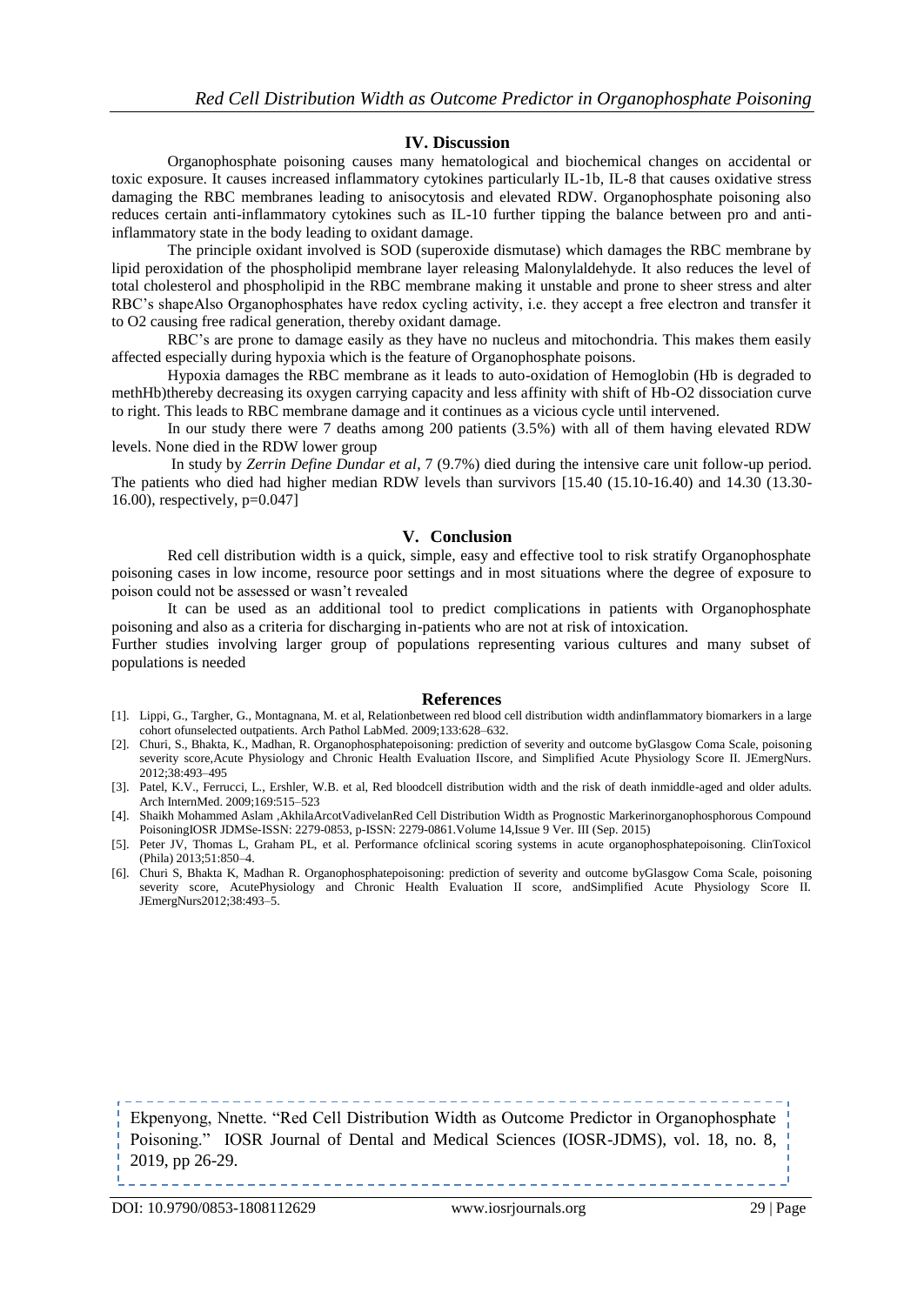## IV. Discussion

Organophosphate poisoning causes many hematological and biochemical changes on accidental or toxic exposure. It causes increased inflammatory cytokines particularly IL-1b, IL-8 that causes oxidative stress damaging the RBC membranes leading to anisocytosis and elevated RDW. Organophosphate poisoning also reduces certain anti-inflammatory cytokines such as IL-10 further tipping the balance between pro and anti-inflammatory state in the body leading to oxidant damage.

The principle oxidant involved is SOD (superoxide dismutase) which damages the RBC membrane by lipid peroxidation of the phospholipid membrane layer releasing Malonylaldehyde. It also reduces the level of total cholesterol and phospholipid in the RBC membrane making it unstable and prone to sheer stress and alter RBC's shapeAlso Organophosphates have redox cycling activity, i.e. they accept a free electron and transfer it to O2 causing free radical generation, thereby oxidant damage.

RBC's are prone to damage easily as they have no nucleus and mitochondria. This makes them easily affected especially during hypoxia which is the feature of Organophosphate poisons.

Hypoxia damages the RBC membrane as it leads to auto-oxidation of Hemoglobin (Hb is degraded to methHb)thereby decreasing its oxygen carrying capacity and less affinity with shift of Hb-O2 dissociation curve to right. This leads to RBC membrane damage and it continues as a vicious cycle until intervened.

In our study there were 7 deaths among 200 patients (3.5%) with all of them having elevated RDW levels. None died in the RDW lower group

In study by *Zerrin Define Dundar et al*, 7 (9.7%) died during the intensive care unit follow-up period. The patients who died had higher median RDW levels than survivors [15.40 (15.10-16.40) and 14.30 (13.30-16.00), respectively, p=0.047]

## V. Conclusion

Red cell distribution width is a quick, simple, easy and effective tool to risk stratify Organophosphate poisoning cases in low income, resource poor settings and in most situations where the degree of exposure to poison could not be assessed or wasn't revealed

It can be used as an additional tool to predict complications in patients with Organophosphate poisoning and also as a criteria for discharging in-patients who are not at risk of intoxication.

Further studies involving larger group of populations representing various cultures and many subset of populations is needed

## References

[1]. Lippi, G., Targher, G., Montagnana, M. et al, Relationbetween red blood cell distribution width andinflammatory biomarkers in a large cohort ofunselected outpatients. Arch Pathol LabMed. 2009;133:628–632.

[2]. Churi, S., Bhakta, K., Madhan, R. Organophosphatepoisoning: prediction of severity and outcome byGlasgow Coma Scale, poisoning severity score,Acute Physiology and Chronic Health Evaluation IIscore, and Simplified Acute Physiology Score II. JEmergNurs. 2012;38:493–495

[3]. Patel, K.V., Ferrucci, L., Ershler, W.B. et al, Red bloodcell distribution width and the risk of death inmiddle-aged and older adults. Arch InternMed. 2009;169:515–523

[4]. Shaikh Mohammed Aslam ,AkhilaArcotVadivelanRed Cell Distribution Width as Prognostic Markerinorganophosphorous Compound PoisoningIOSR JDMSe-ISSN: 2279-0853, p-ISSN: 2279-0861.Volume 14,Issue 9 Ver. III (Sep. 2015)

[5]. Peter JV, Thomas L, Graham PL, et al. Performance ofclinical scoring systems in acute organophosphatepoisoning. ClinToxicol (Phila) 2013;51:850–4.

[6]. Churi S, Bhakta K, Madhan R. Organophosphatepoisoning: prediction of severity and outcome byGlasgow Coma Scale, poisoning severity score, AcutePhysiology and Chronic Health Evaluation II score, andSimplified Acute Physiology Score II. JEmergNurs2012;38:493–5.

Ekpenyong, Nnette. "Red Cell Distribution Width as Outcome Predictor in Organophosphate Poisoning." IOSR Journal of Dental and Medical Sciences (IOSR-JDMS), vol. 18, no. 8, 2019, pp 26-29.